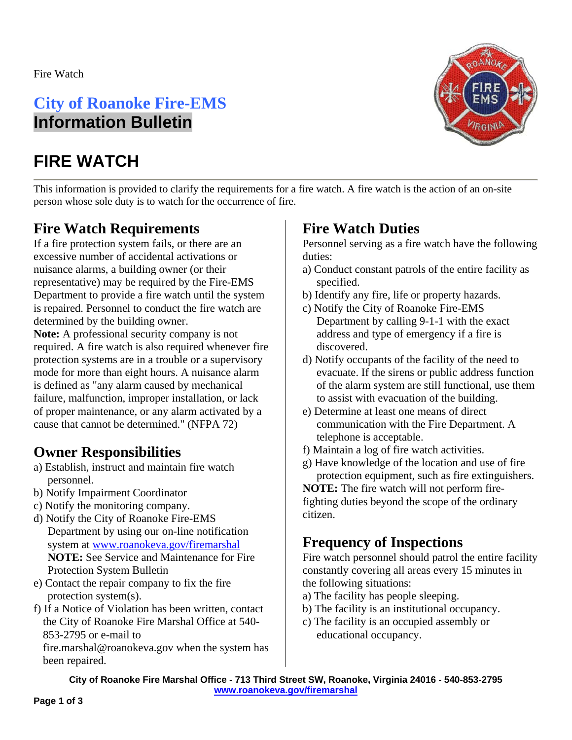Fire Watch

## City of Roanoke Fire-EMS
## Information Bulletin

# FIRE WATCH

This information is provided to clarify the requirements for a fire watch. A fire watch is the action of an on-site person whose sole duty is to watch for the occurrence of fire.

## Fire Watch Requirements

If a fire protection system fails, or there are an excessive number of accidental activations or nuisance alarms, a building owner (or their representative) may be required by the Fire-EMS Department to provide a fire watch until the system is repaired. Personnel to conduct the fire watch are determined by the building owner.

**Note:** A professional security company is not required. A fire watch is also required whenever fire protection systems are in a trouble or a supervisory mode for more than eight hours. A nuisance alarm is defined as "any alarm caused by mechanical failure, malfunction, improper installation, or lack of proper maintenance, or any alarm activated by a cause that cannot be determined." (NFPA 72)

## Owner Responsibilities

a) Establish, instruct and maintain fire watch personnel.
b) Notify Impairment Coordinator
c) Notify the monitoring company.
d) Notify the City of Roanoke Fire-EMS Department by using our on-line notification system at www.roanokeva.gov/firemarshal **NOTE:** See Service and Maintenance for Fire Protection System Bulletin
e) Contact the repair company to fix the fire protection system(s).
f) If a Notice of Violation has been written, contact the City of Roanoke Fire Marshal Office at 540-853-2795 or e-mail to fire.marshal@roanokeva.gov when the system has been repaired.

## Fire Watch Duties

Personnel serving as a fire watch have the following duties:

a) Conduct constant patrols of the entire facility as specified.
b) Identify any fire, life or property hazards.
c) Notify the City of Roanoke Fire-EMS Department by calling 9-1-1 with the exact address and type of emergency if a fire is discovered.
d) Notify occupants of the facility of the need to evacuate. If the sirens or public address function of the alarm system are still functional, use them to assist with evacuation of the building.
e) Determine at least one means of direct communication with the Fire Department. A telephone is acceptable.
f) Maintain a log of fire watch activities.
g) Have knowledge of the location and use of fire protection equipment, such as fire extinguishers.

**NOTE:** The fire watch will not perform fire-fighting duties beyond the scope of the ordinary citizen.

## Frequency of Inspections

Fire watch personnel should patrol the entire facility constantly covering all areas every 15 minutes in the following situations:

a) The facility has people sleeping.
b) The facility is an institutional occupancy.
c) The facility is an occupied assembly or educational occupancy.

**City of Roanoke Fire Marshal Office - 713 Third Street SW, Roanoke, Virginia 24016 - 540-853-2795**
**www.roanokeva.gov/firemarshal**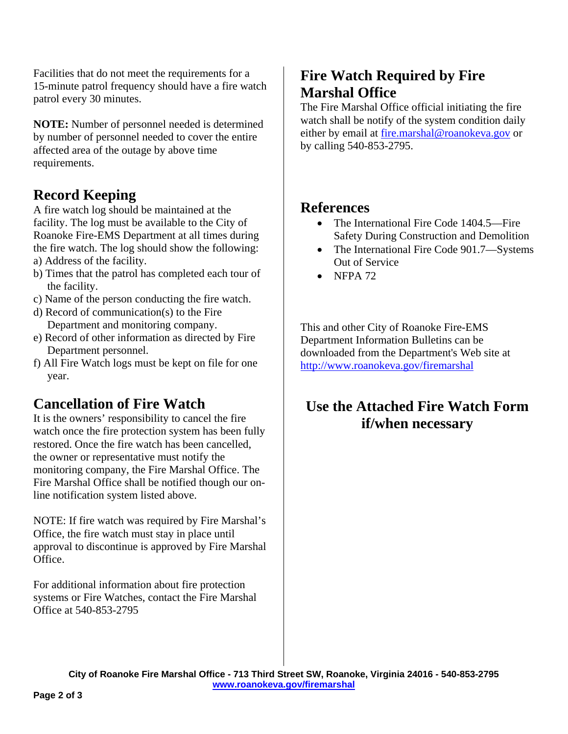Facilities that do not meet the requirements for a 15-minute patrol frequency should have a fire watch patrol every 30 minutes.

**NOTE:** Number of personnel needed is determined by number of personnel needed to cover the entire affected area of the outage by above time requirements.

## Record Keeping

A fire watch log should be maintained at the facility. The log must be available to the City of Roanoke Fire-EMS Department at all times during the fire watch. The log should show the following:

a) Address of the facility.
b) Times that the patrol has completed each tour of the facility.
c) Name of the person conducting the fire watch.
d) Record of communication(s) to the Fire Department and monitoring company.
e) Record of other information as directed by Fire Department personnel.
f) All Fire Watch logs must be kept on file for one year.

## Cancellation of Fire Watch

It is the owners' responsibility to cancel the fire watch once the fire protection system has been fully restored. Once the fire watch has been cancelled, the owner or representative must notify the monitoring company, the Fire Marshal Office. The Fire Marshal Office shall be notified though our on-line notification system listed above.

NOTE: If fire watch was required by Fire Marshal's Office, the fire watch must stay in place until approval to discontinue is approved by Fire Marshal Office.

For additional information about fire protection systems or Fire Watches, contact the Fire Marshal Office at 540-853-2795

## Fire Watch Required by Fire Marshal Office

The Fire Marshal Office official initiating the fire watch shall be notify of the system condition daily either by email at fire.marshal@roanokeva.gov or by calling 540-853-2795.

## References

- The International Fire Code 1404.5—Fire Safety During Construction and Demolition
- The International Fire Code 901.7—Systems Out of Service
- NFPA 72

This and other City of Roanoke Fire-EMS Department Information Bulletins can be downloaded from the Department's Web site at http://www.roanokeva.gov/firemarshal

## Use the Attached Fire Watch Form if/when necessary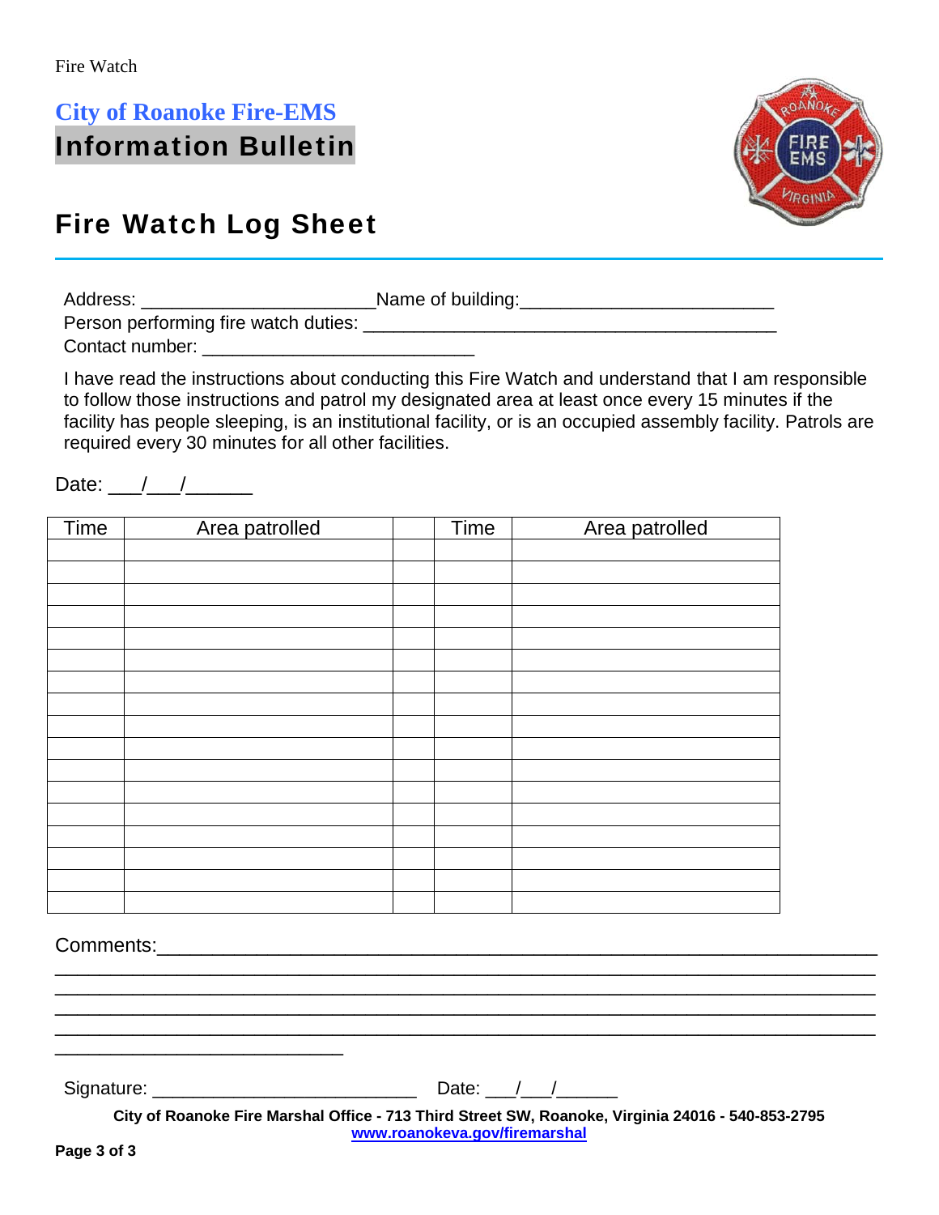Fire Watch

**City of Roanoke Fire-EMS**

**Information Bulletin**

# Fire Watch Log Sheet

Address: ______________________Name of building:________________________

Person performing fire watch duties: _______________________________________

Contact number: __________________________

I have read the instructions about conducting this Fire Watch and understand that I am responsible to follow those instructions and patrol my designated area at least once every 15 minutes if the facility has people sleeping, is an institutional facility, or is an occupied assembly facility. Patrols are required every 30 minutes for all other facilities.

Date: ___/___/______

| Time | Area patrolled | | Time | Area patrolled |
|---|---|---|---|---|
| | | | | |
| | | | | |
| | | | | |
| | | | | |
| | | | | |
| | | | | |
| | | | | |
| | | | | |
| | | | | |
| | | | | |
| | | | | |
| | | | | |
| | | | | |
| | | | | |
| | | | | |
| | | | | |
| | | | | |

Comments:______________________________________________________________

______________________________________________________________________

______________________________________________________________________

______________________________________________________________________

______________________________________________________________________

___________________________

Signature: _________________________ Date: ___/___/______

**City of Roanoke Fire Marshal Office - 713 Third Street SW, Roanoke, Virginia 24016 - 540-853-2795**
**www.roanokeva.gov/firemarshal**